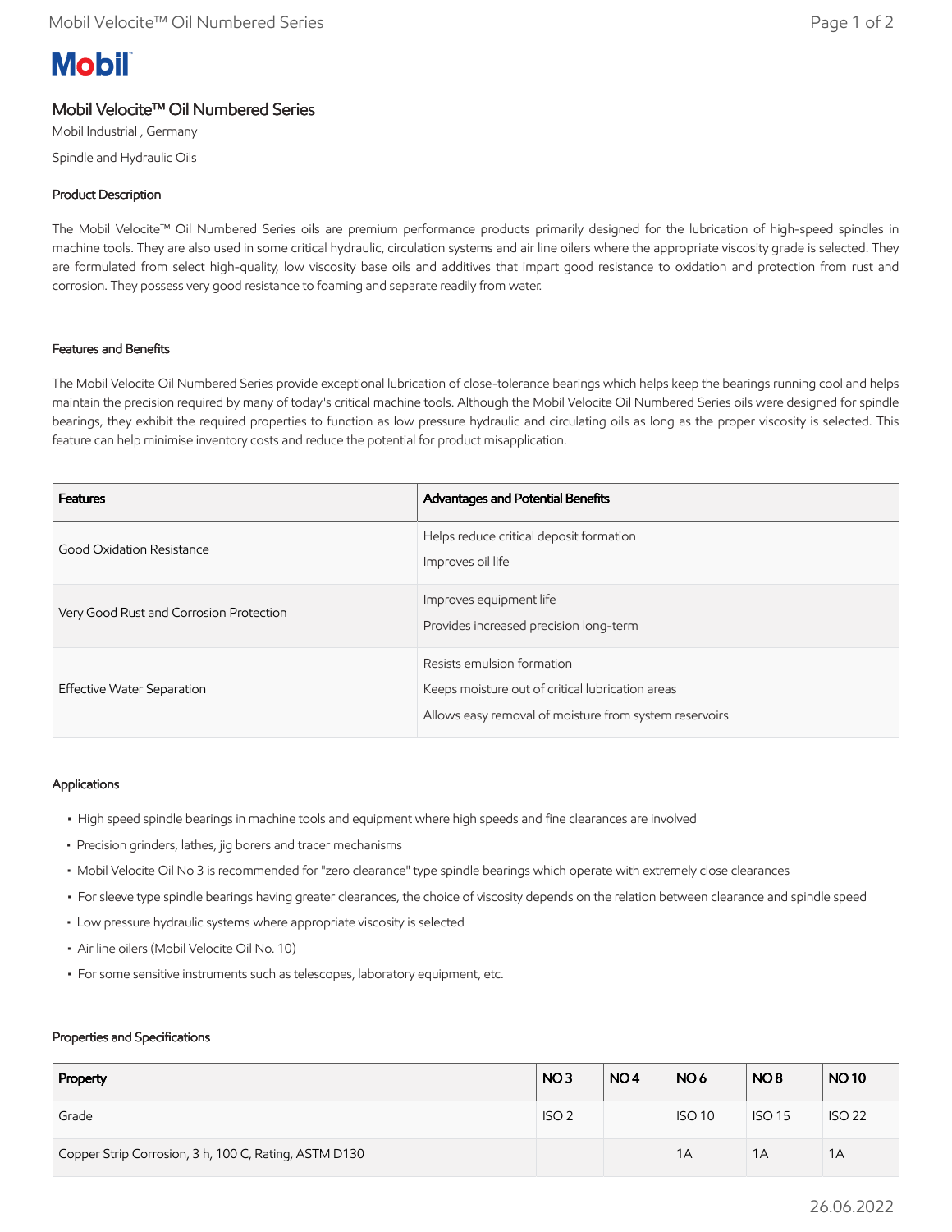Mobil

# Mobil Velocite™ Oil Numbered Series

Mobil Industrial , Germany

Spindle and Hydraulic Oils

## Product Description

The Mobil Velocite™ Oil Numbered Series oils are premium performance products primarily designed for the lubrication of high-speed spindles in machine tools. They are also used in some critical hydraulic, circulation systems and air line oilers where the appropriate viscosity grade is selected. They are formulated from select high-quality, low viscosity base oils and additives that impart good resistance to oxidation and protection from rust and corrosion. They possess very good resistance to foaming and separate readily from water.

## Features and Benefits

The Mobil Velocite Oil Numbered Series provide exceptional lubrication of close-tolerance bearings which helps keep the bearings running cool and helps maintain the precision required by many of today's critical machine tools. Although the Mobil Velocite Oil Numbered Series oils were designed for spindle bearings, they exhibit the required properties to function as low pressure hydraulic and circulating oils as long as the proper viscosity is selected. This feature can help minimise inventory costs and reduce the potential for product misapplication.

| Features | Advantages and Potential Benefits |
|---|---|
| Good Oxidation Resistance | Helps reduce critical deposit formation<br>Improves oil life |
| Very Good Rust and Corrosion Protection | Improves equipment life<br>Provides increased precision long-term |
| Effective Water Separation | Resists emulsion formation<br>Keeps moisture out of critical lubrication areas<br>Allows easy removal of moisture from system reservoirs |

## Applications

- High speed spindle bearings in machine tools and equipment where high speeds and fine clearances are involved
- Precision grinders, lathes, jig borers and tracer mechanisms
- Mobil Velocite Oil No 3 is recommended for "zero clearance" type spindle bearings which operate with extremely close clearances
- For sleeve type spindle bearings having greater clearances, the choice of viscosity depends on the relation between clearance and spindle speed
- Low pressure hydraulic systems where appropriate viscosity is selected
- Air line oilers (Mobil Velocite Oil No. 10)
- For some sensitive instruments such as telescopes, laboratory equipment, etc.

## Properties and Specifications

| Property | NO 3 | NO 4 | NO 6 | NO 8 | NO 10 |
|---|---|---|---|---|---|
| Grade | ISO 2 | | ISO 10 | ISO 15 | ISO 22 |
| Copper Strip Corrosion, 3 h, 100 C, Rating, ASTM D130 | | | 1A | 1A | 1A |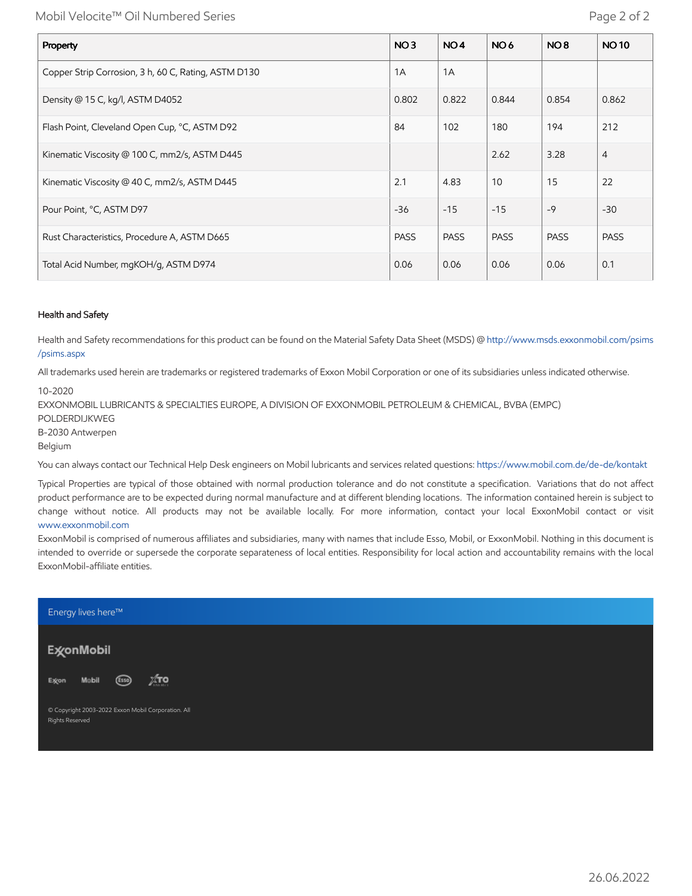| Property | NO 3 | NO 4 | NO 6 | NO 8 | NO 10 |
|---|---|---|---|---|---|
| Copper Strip Corrosion, 3 h, 60 C, Rating, ASTM D130 | 1A | 1A | | | |
| Density @ 15 C, kg/l, ASTM D4052 | 0.802 | 0.822 | 0.844 | 0.854 | 0.862 |
| Flash Point, Cleveland Open Cup, °C, ASTM D92 | 84 | 102 | 180 | 194 | 212 |
| Kinematic Viscosity @ 100 C, mm2/s, ASTM D445 | | | 2.62 | 3.28 | 4 |
| Kinematic Viscosity @ 40 C, mm2/s, ASTM D445 | 2.1 | 4.83 | 10 | 15 | 22 |
| Pour Point, °C, ASTM D97 | -36 | -15 | -15 | -9 | -30 |
| Rust Characteristics, Procedure A, ASTM D665 | PASS | PASS | PASS | PASS | PASS |
| Total Acid Number, mgKOH/g, ASTM D974 | 0.06 | 0.06 | 0.06 | 0.06 | 0.1 |

### Health and Safety

Health and Safety recommendations for this product can be found on the Material Safety Data Sheet (MSDS) @ http://www.msds.exxonmobil.com/psims/psims.aspx

All trademarks used herein are trademarks or registered trademarks of Exxon Mobil Corporation or one of its subsidiaries unless indicated otherwise.

10-2020
EXXONMOBIL LUBRICANTS & SPECIALTIES EUROPE, A DIVISION OF EXXONMOBIL PETROLEUM & CHEMICAL, BVBA (EMPC)
POLDERDIJKWEG
B-2030 Antwerpen
Belgium

You can always contact our Technical Help Desk engineers on Mobil lubricants and services related questions: https://www.mobil.com.de/de-de/kontakt

Typical Properties are typical of those obtained with normal production tolerance and do not constitute a specification. Variations that do not affect product performance are to be expected during normal manufacture and at different blending locations. The information contained herein is subject to change without notice. All products may not be available locally. For more information, contact your local ExxonMobil contact or visit www.exxonmobil.com

ExxonMobil is comprised of numerous affiliates and subsidiaries, many with names that include Esso, Mobil, or ExxonMobil. Nothing in this document is intended to override or supersede the corporate separateness of local entities. Responsibility for local action and accountability remains with the local ExxonMobil-affiliate entities.

Energy lives here™

ExxonMobil

Exxon Mobil Esso XTO

© Copyright 2003-2022 Exxon Mobil Corporation. All Rights Reserved